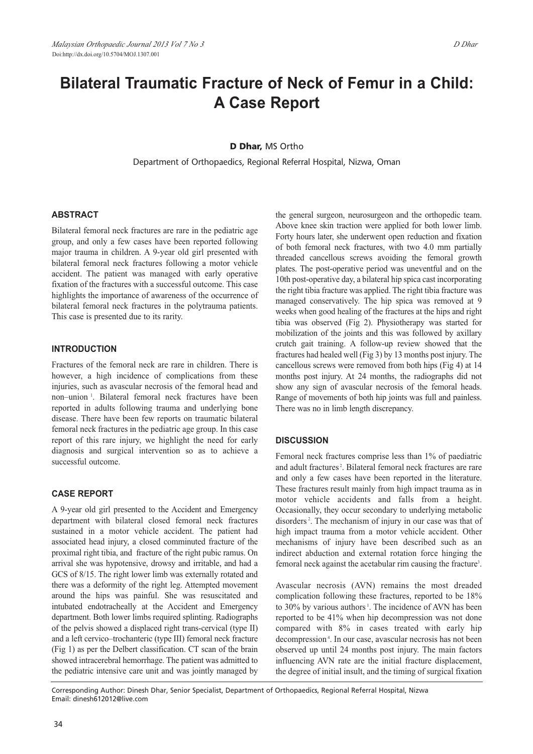# Bilateral Traumatic Fracture of Neck of Femur in a Child: A Case Report

**D Dhar,** MS Ortho

Department of Orthopaedics, Regional Referral Hospital, Nizwa, Oman

## ABSTRACT

Bilateral femoral neck fractures are rare in the pediatric age group, and only a few cases have been reported following major trauma in children. A 9-year old girl presented with bilateral femoral neck fractures following a motor vehicle accident. The patient was managed with early operative fixation of the fractures with a successful outcome. This case highlights the importance of awareness of the occurrence of bilateral femoral neck fractures in the polytrauma patients. This case is presented due to its rarity.

## INTRODUCTION

Fractures of the femoral neck are rare in children. There is however, a high incidence of complications from these injuries, such as avascular necrosis of the femoral head and non–union [1]. Bilateral femoral neck fractures have been reported in adults following trauma and underlying bone disease. There have been few reports on traumatic bilateral femoral neck fractures in the pediatric age group. In this case report of this rare injury, we highlight the need for early diagnosis and surgical intervention so as to achieve a successful outcome.

## CASE REPORT

A 9-year old girl presented to the Accident and Emergency department with bilateral closed femoral neck fractures sustained in a motor vehicle accident. The patient had associated head injury, a closed comminuted fracture of the proximal right tibia, and fracture of the right pubic ramus. On arrival she was hypotensive, drowsy and irritable, and had a GCS of 8/15. The right lower limb was externally rotated and there was a deformity of the right leg. Attempted movement around the hips was painful. She was resuscitated and intubated endotracheally at the Accident and Emergency department. Both lower limbs required splinting. Radiographs of the pelvis showed a displaced right trans-cervical (type II) and a left cervico–trochanteric (type III) femoral neck fracture (Fig 1) as per the Delbert classification. CT scan of the brain showed intracerebral hemorrhage. The patient was admitted to the pediatric intensive care unit and was jointly managed by the general surgeon, neurosurgeon and the orthopedic team. Above knee skin traction were applied for both lower limb. Forty hours later, she underwent open reduction and fixation of both femoral neck fractures, with two 4.0 mm partially threaded cancellous screws avoiding the femoral growth plates. The post-operative period was uneventful and on the 10th post-operative day, a bilateral hip spica cast incorporating the right tibia fracture was applied. The right tibia fracture was managed conservatively. The hip spica was removed at 9 weeks when good healing of the fractures at the hips and right tibia was observed (Fig 2). Physiotherapy was started for mobilization of the joints and this was followed by axillary crutch gait training. A follow-up review showed that the fractures had healed well (Fig 3) by 13 months post injury. The cancellous screws were removed from both hips (Fig 4) at 14 months post injury. At 24 months, the radiographs did not show any sign of avascular necrosis of the femoral heads. Range of movements of both hip joints was full and painless. There was no in limb length discrepancy.

## DISCUSSION

Femoral neck fractures comprise less than 1% of paediatric and adult fractures [2]. Bilateral femoral neck fractures are rare and only a few cases have been reported in the literature. These fractures result mainly from high impact trauma as in motor vehicle accidents and falls from a height. Occasionally, they occur secondary to underlying metabolic disorders [2]. The mechanism of injury in our case was that of high impact trauma from a motor vehicle accident. Other mechanisms of injury have been described such as an indirect abduction and external rotation force hinging the femoral neck against the acetabular rim causing the fracture [3].

Avascular necrosis (AVN) remains the most dreaded complication following these fractures, reported to be 18% to 30% by various authors [1]. The incidence of AVN has been reported to be 41% when hip decompression was not done compared with 8% in cases treated with early hip decompression [4]. In our case, avascular necrosis has not been observed up until 24 months post injury. The main factors influencing AVN rate are the initial fracture displacement, the degree of initial insult, and the timing of surgical fixation

Corresponding Author: Dinesh Dhar, Senior Specialist, Department of Orthopaedics, Regional Referral Hospital, Nizwa
Email: dinesh612012@live.com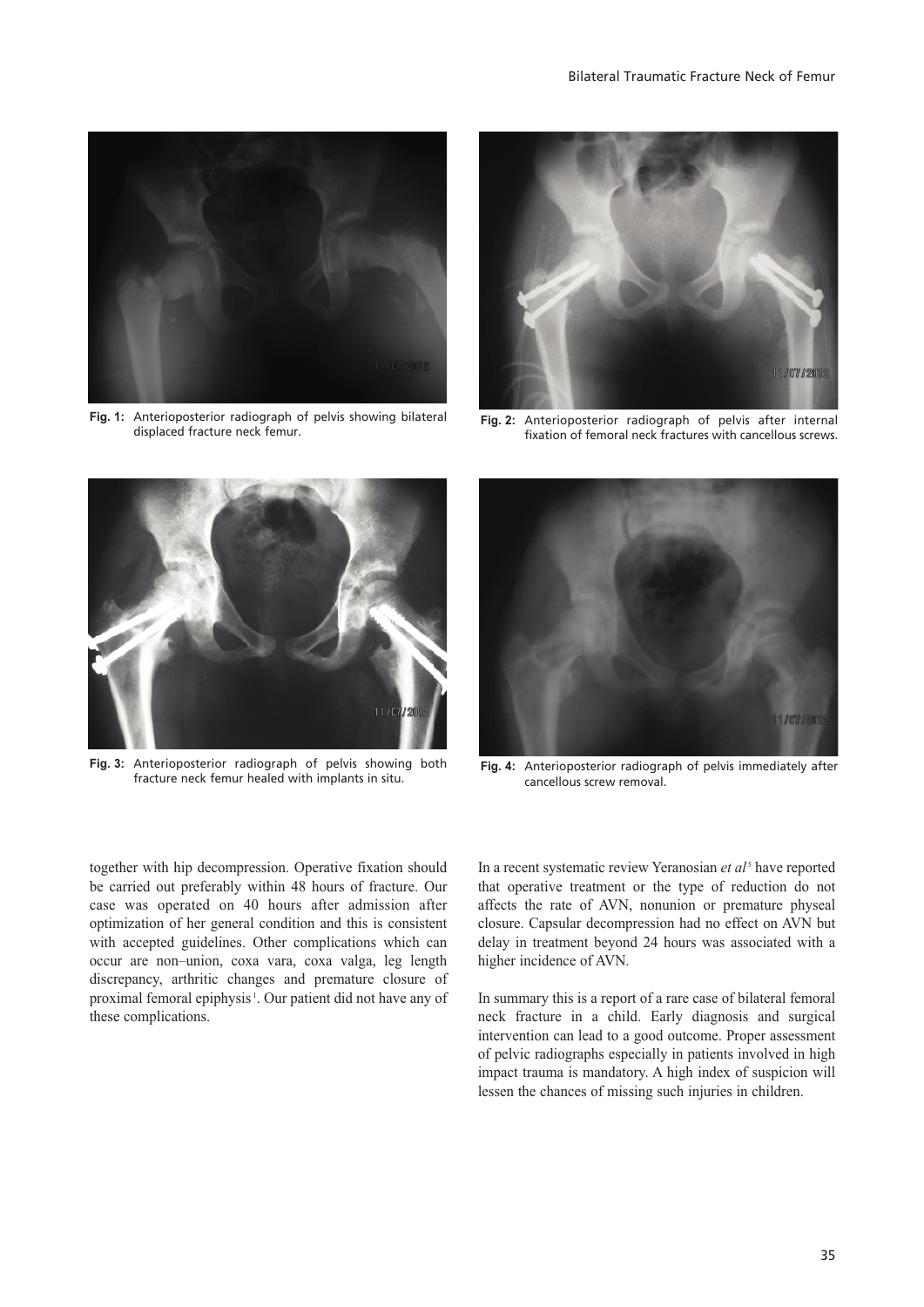Fig. 1: Anterioposterior radiograph of pelvis showing bilateral displaced fracture neck femur.

Fig. 2: Anterioposterior radiograph of pelvis after internal fixation of femoral neck fractures with cancellous screws.

Fig. 3: Anterioposterior radiograph of pelvis showing both fracture neck femur healed with implants in situ.

Fig. 4: Anterioposterior radiograph of pelvis immediately after cancellous screw removal.

together with hip decompression. Operative fixation should be carried out preferably within 48 hours of fracture. Our case was operated on 40 hours after admission after optimization of her general condition and this is consistent with accepted guidelines. Other complications which can occur are non–union, coxa vara, coxa valga, leg length discrepancy, arthritic changes and premature closure of proximal femoral epiphysis[1]. Our patient did not have any of these complications.

In a recent systematic review Yeranosian *et al*[5] have reported that operative treatment or the type of reduction do not affects the rate of AVN, nonunion or premature physeal closure. Capsular decompression had no effect on AVN but delay in treatment beyond 24 hours was associated with a higher incidence of AVN.

In summary this is a report of a rare case of bilateral femoral neck fracture in a child. Early diagnosis and surgical intervention can lead to a good outcome. Proper assessment of pelvic radiographs especially in patients involved in high impact trauma is mandatory. A high index of suspicion will lessen the chances of missing such injuries in children.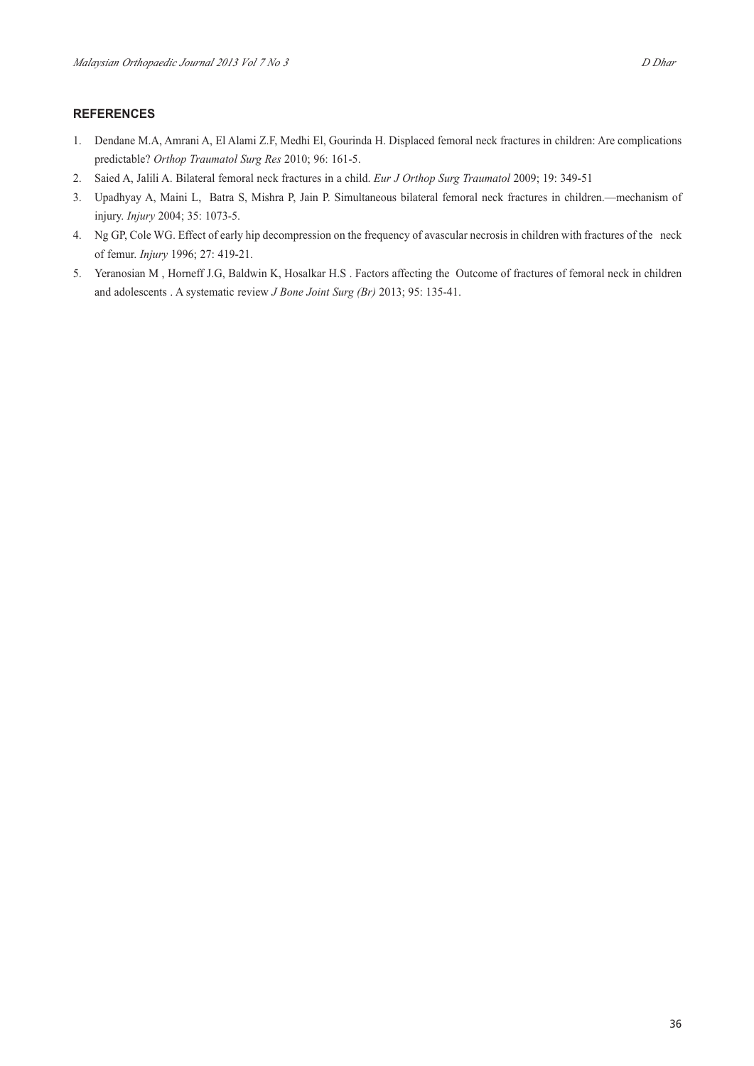## REFERENCES

1. Dendane M.A, Amrani A, El Alami Z.F, Medhi El, Gourinda H. Displaced femoral neck fractures in children: Are complications predictable? *Orthop Traumatol Surg Res* 2010; 96: 161-5.
2. Saied A, Jalili A. Bilateral femoral neck fractures in a child. *Eur J Orthop Surg Traumatol* 2009; 19: 349-51
3. Upadhyay A, Maini L, Batra S, Mishra P, Jain P. Simultaneous bilateral femoral neck fractures in children.—mechanism of injury. *Injury* 2004; 35: 1073-5.
4. Ng GP, Cole WG. Effect of early hip decompression on the frequency of avascular necrosis in children with fractures of the neck of femur. *Injury* 1996; 27: 419-21.
5. Yeranosian M , Horneff J.G, Baldwin K, Hosalkar H.S . Factors affecting the Outcome of fractures of femoral neck in children and adolescents . A systematic review *J Bone Joint Surg (Br)* 2013; 95: 135-41.